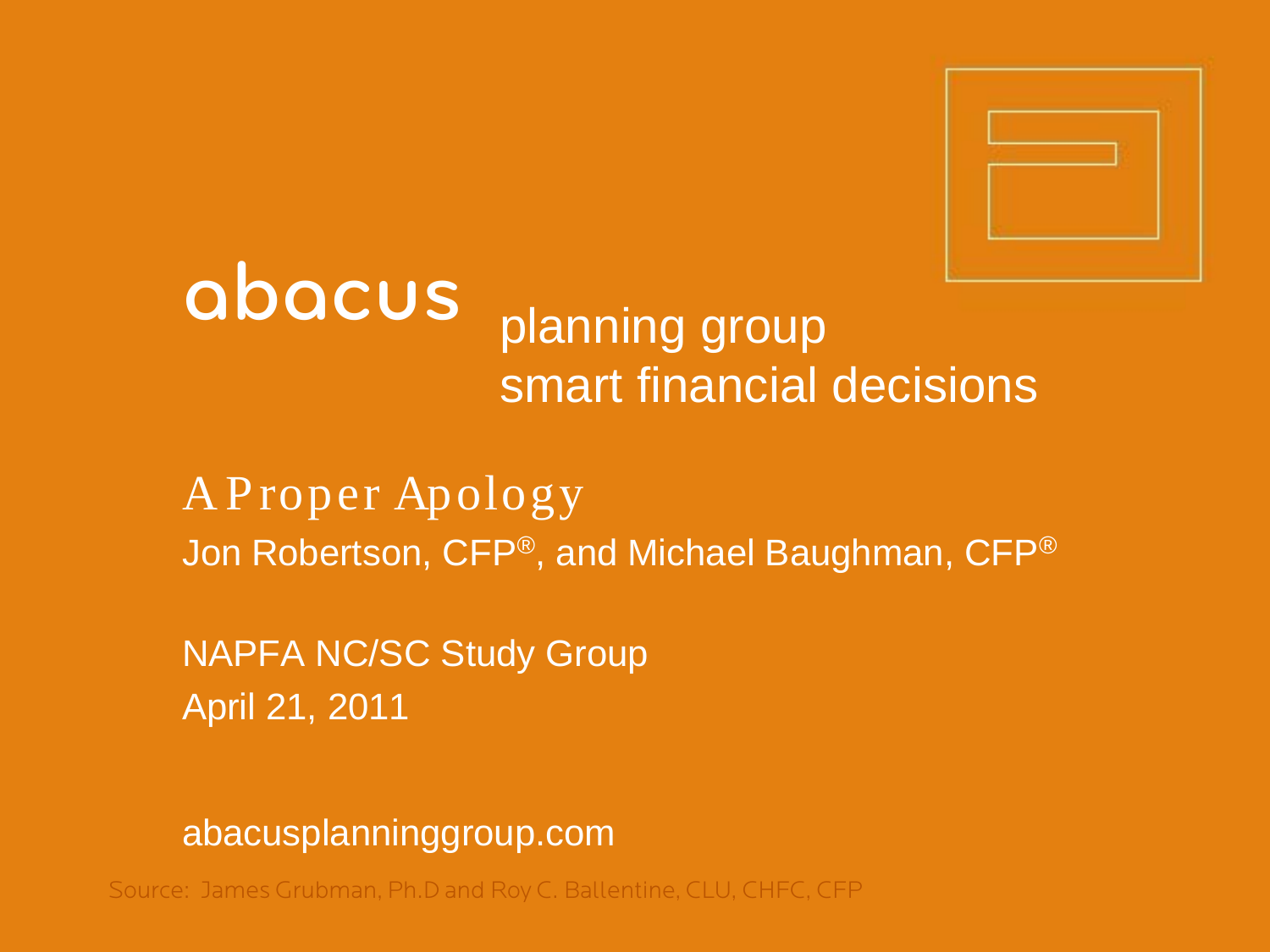abacus planning group
smart financial decisions

# A Proper Apology

Jon Robertson, CFP®, and Michael Baughman, CFP®

NAPFA NC/SC Study Group
April 21, 2011

abacusplanninggroup.com

Source: James Grubman, Ph.D and Roy C. Ballentine, CLU, CHFC, CFP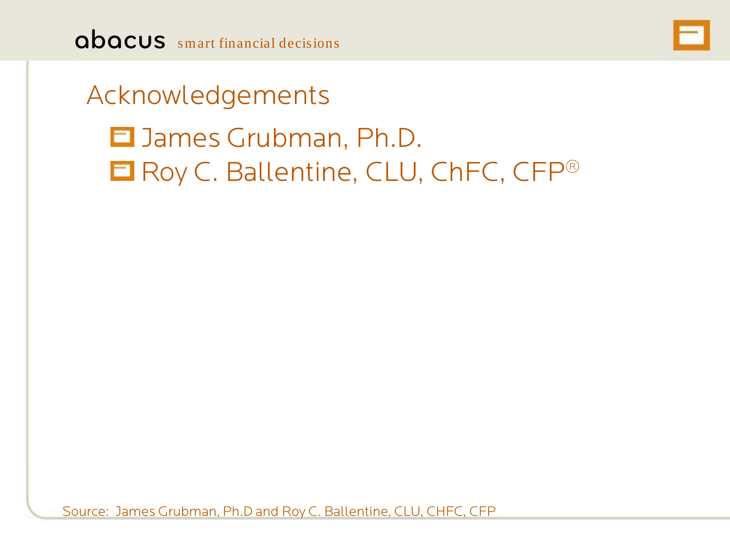# Acknowledgements

- James Grubman, Ph.D.
- Roy C. Ballentine, CLU, ChFC, CFP®

Source: James Grubman, Ph.D and Roy C. Ballentine, CLU, CHFC, CFP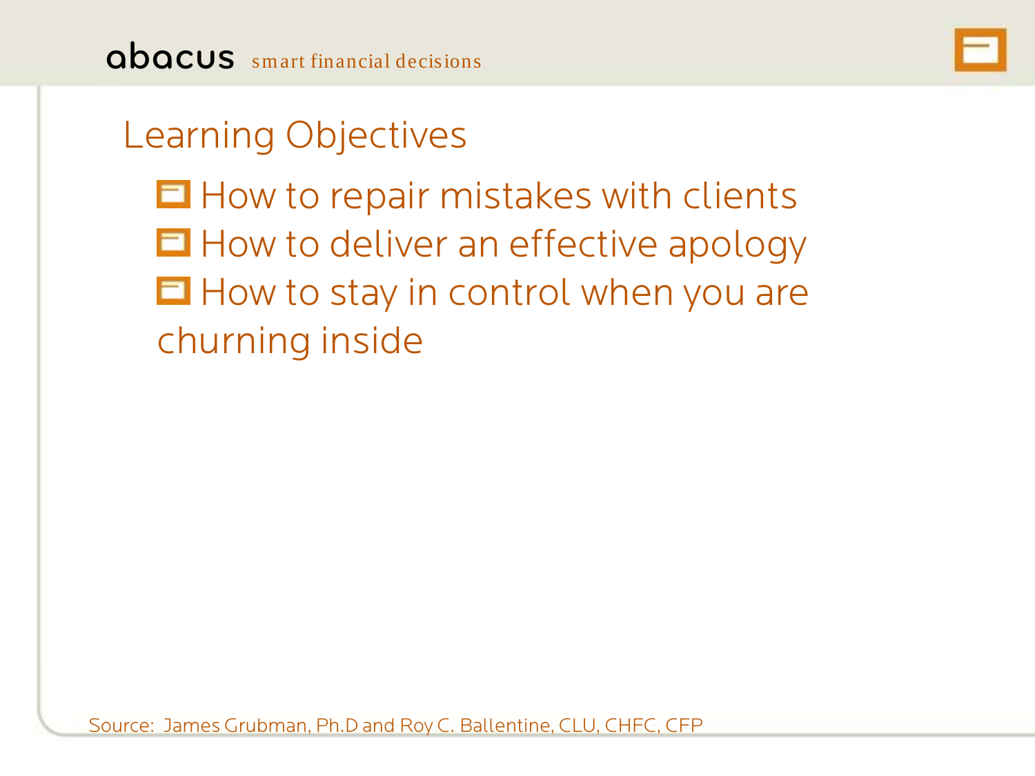## Learning Objectives

- How to repair mistakes with clients
- How to deliver an effective apology
- How to stay in control when you are churning inside

Source: James Grubman, Ph.D and Roy C. Ballentine, CLU, CHFC, CFP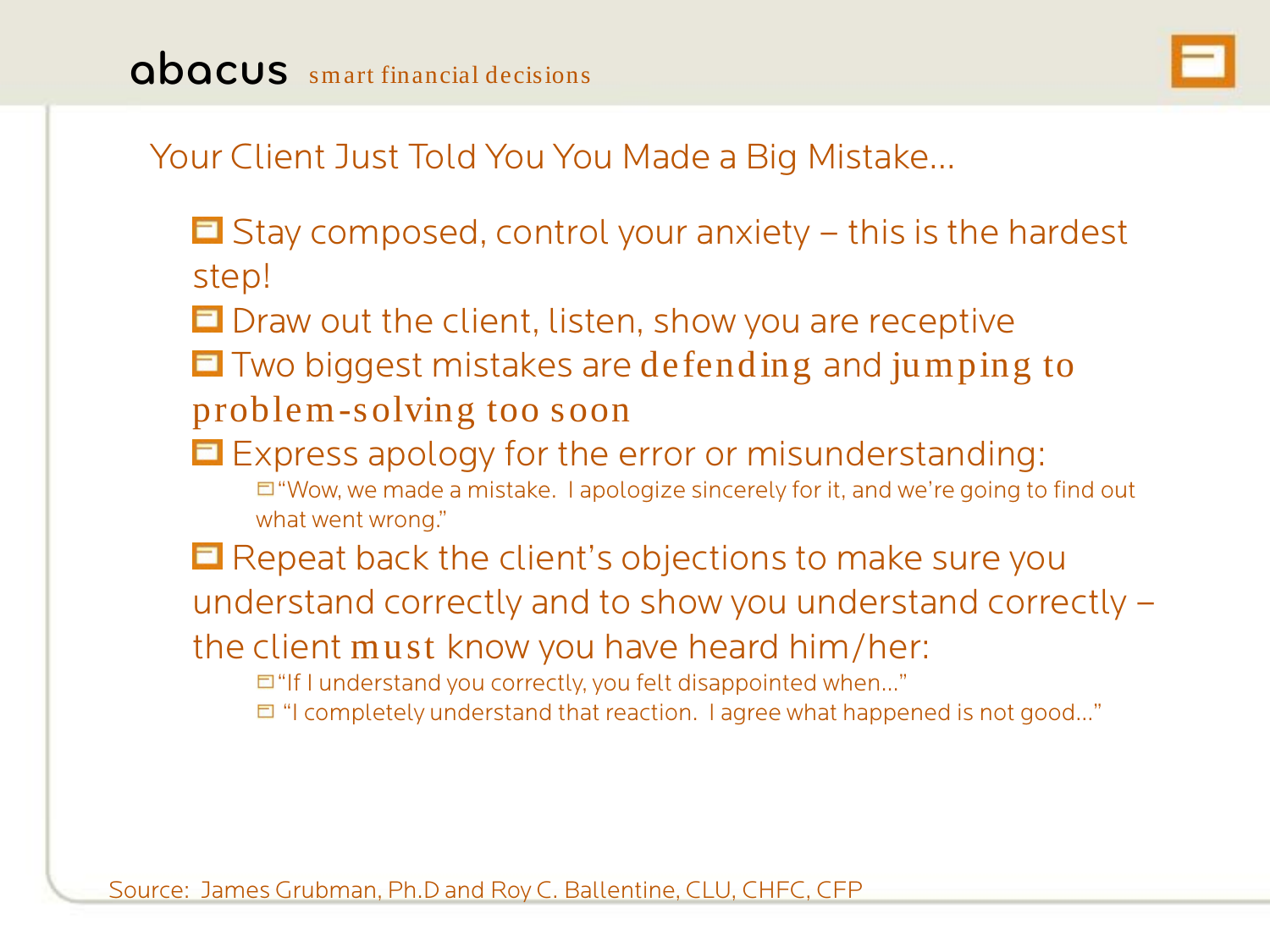## Your Client Just Told You You Made a Big Mistake…

- Stay composed, control your anxiety – this is the hardest step!
- Draw out the client, listen, show you are receptive
- Two biggest mistakes are defending and jumping to problem-solving too soon
- Express apology for the error or misunderstanding:
  - "Wow, we made a mistake. I apologize sincerely for it, and we're going to find out what went wrong."
- Repeat back the client's objections to make sure you understand correctly and to show you understand correctly – the client must know you have heard him/her:
  - "If I understand you correctly, you felt disappointed when…"
  - "I completely understand that reaction. I agree what happened is not good…"

Source: James Grubman, Ph.D and Roy C. Ballentine, CLU, CHFC, CFP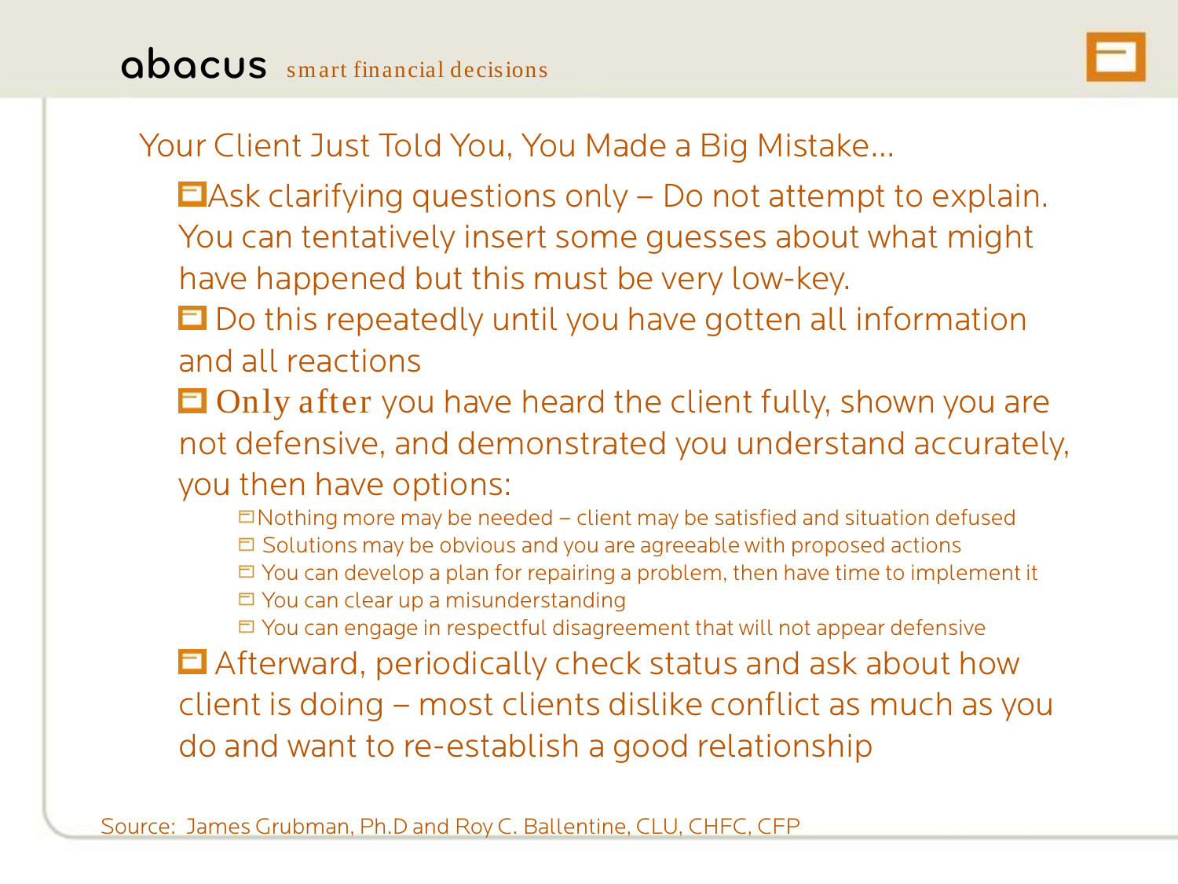## Your Client Just Told You, You Made a Big Mistake…

- Ask clarifying questions only – Do not attempt to explain. You can tentatively insert some guesses about what might have happened but this must be very low-key.
- Do this repeatedly until you have gotten all information and all reactions
- Only after you have heard the client fully, shown you are not defensive, and demonstrated you understand accurately, you then have options:
  - Nothing more may be needed – client may be satisfied and situation defused
  - Solutions may be obvious and you are agreeable with proposed actions
  - You can develop a plan for repairing a problem, then have time to implement it
  - You can clear up a misunderstanding
  - You can engage in respectful disagreement that will not appear defensive
- Afterward, periodically check status and ask about how client is doing – most clients dislike conflict as much as you do and want to re-establish a good relationship

Source: James Grubman, Ph.D and Roy C. Ballentine, CLU, CHFC, CFP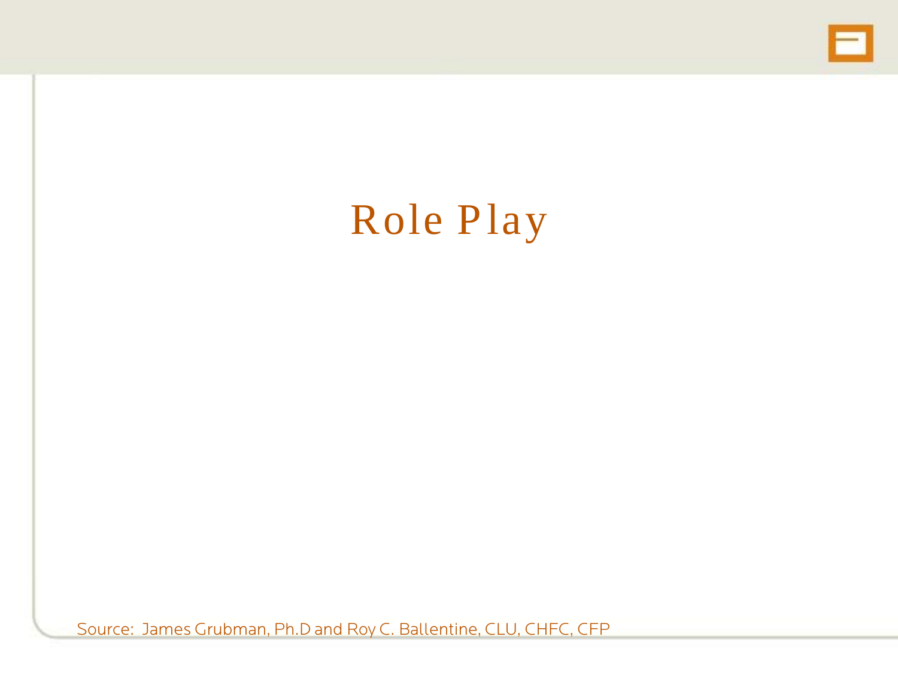# Role Play

Source: James Grubman, Ph.D and Roy C. Ballentine, CLU, CHFC, CFP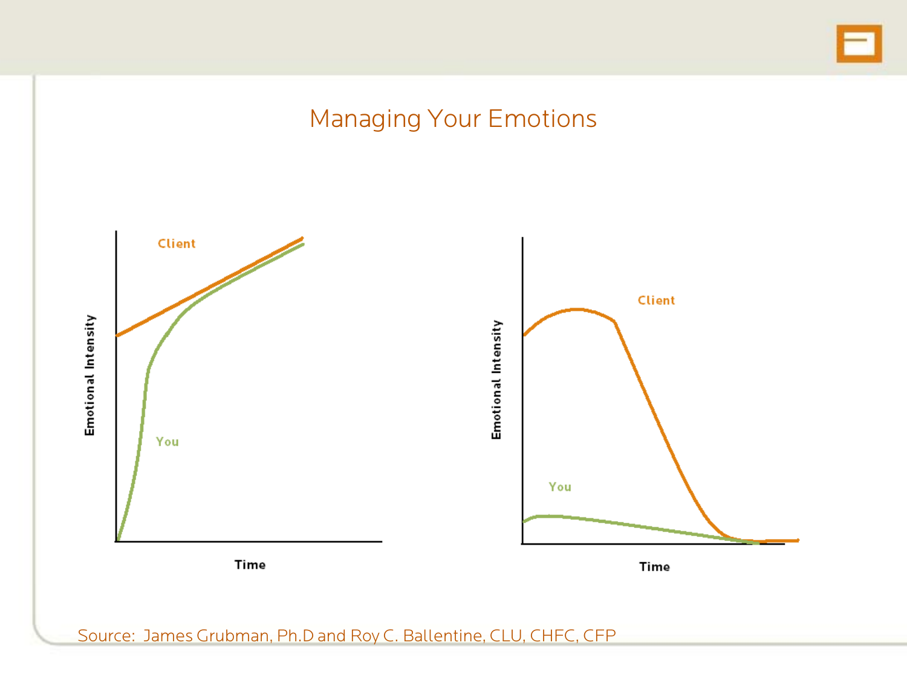# Managing Your Emotions

Client

You

Emotional Intensity

Time

Client

You

Emotional Intensity

Time

Source: James Grubman, Ph.D and Roy C. Ballentine, CLU, CHFC, CFP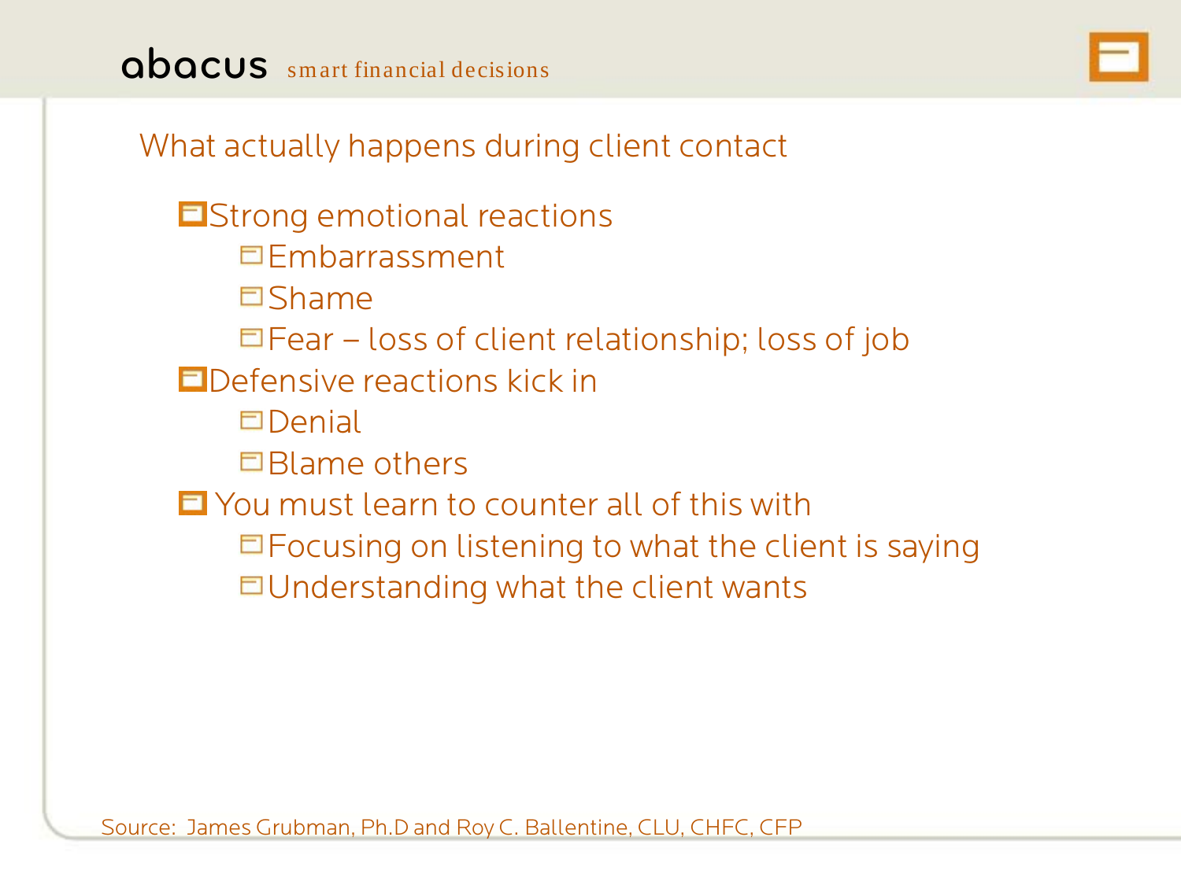## What actually happens during client contact

- Strong emotional reactions
  - Embarrassment
  - Shame
  - Fear – loss of client relationship; loss of job
- Defensive reactions kick in
  - Denial
  - Blame others
- You must learn to counter all of this with
  - Focusing on listening to what the client is saying
  - Understanding what the client wants

Source: James Grubman, Ph.D and Roy C. Ballentine, CLU, CHFC, CFP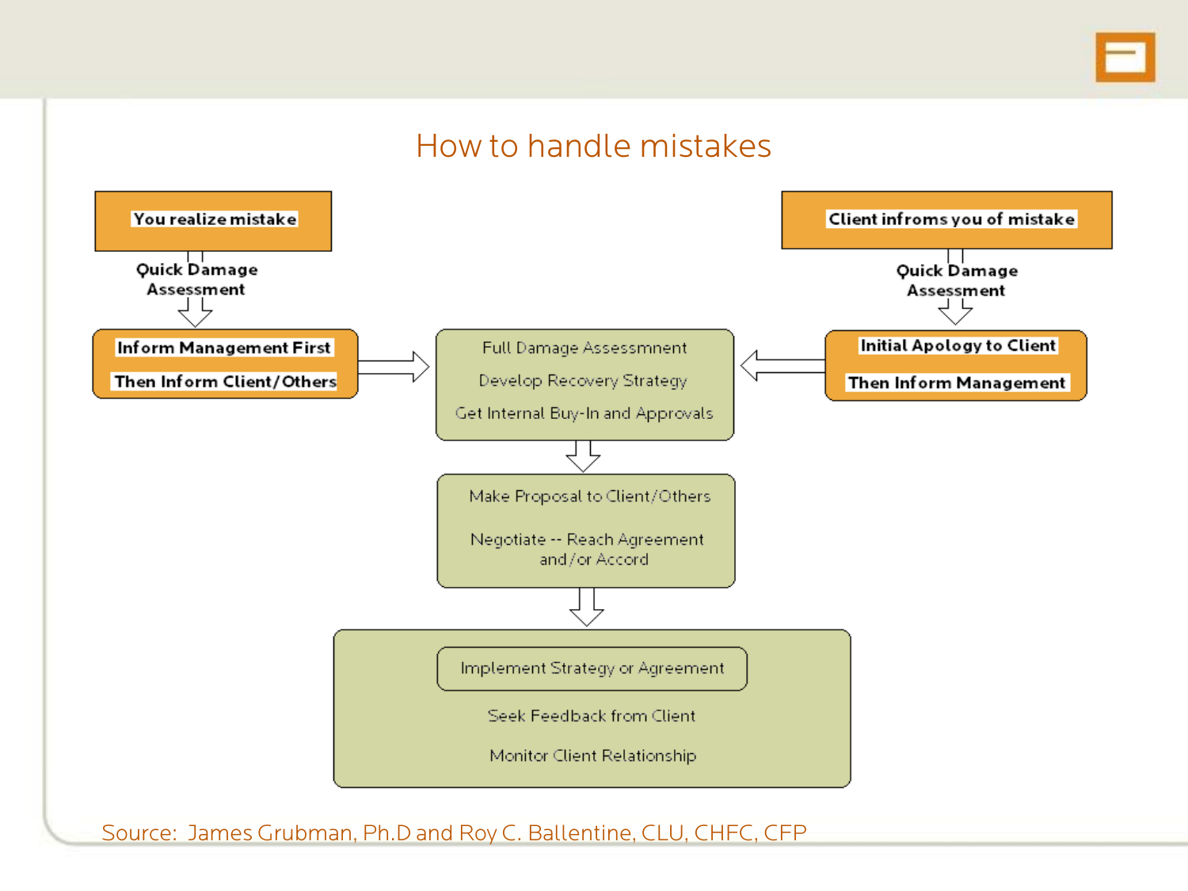# How to handle mistakes

**You realize mistake**

Quick Damage Assessment

**Inform Management First**

**Then Inform Client/Others**

**Client infroms you of mistake**

Quick Damage Assessment

**Initial Apology to Client**

**Then Inform Management**

Full Damage Assessmnent

Develop Recovery Strategy

Get Internal Buy-In and Approvals

Make Proposal to Client/Others

Negotiate -- Reach Agreement and/or Accord

Implement Strategy or Agreement

Seek Feedback from Client

Monitor Client Relationship

Source: James Grubman, Ph.D and Roy C. Ballentine, CLU, CHFC, CFP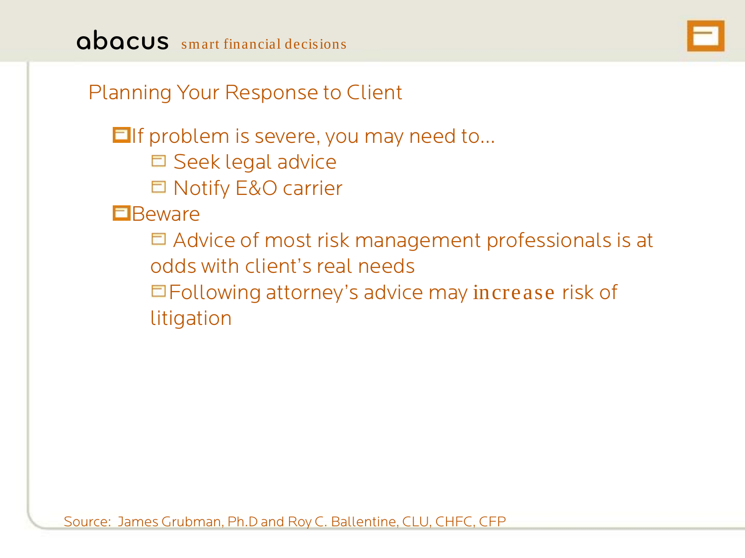## Planning Your Response to Client

- If problem is severe, you may need to…
  - Seek legal advice
  - Notify E&O carrier
- Beware
  - Advice of most risk management professionals is at odds with client's real needs
  - Following attorney's advice may increase risk of litigation

Source: James Grubman, Ph.D and Roy C. Ballentine, CLU, CHFC, CFP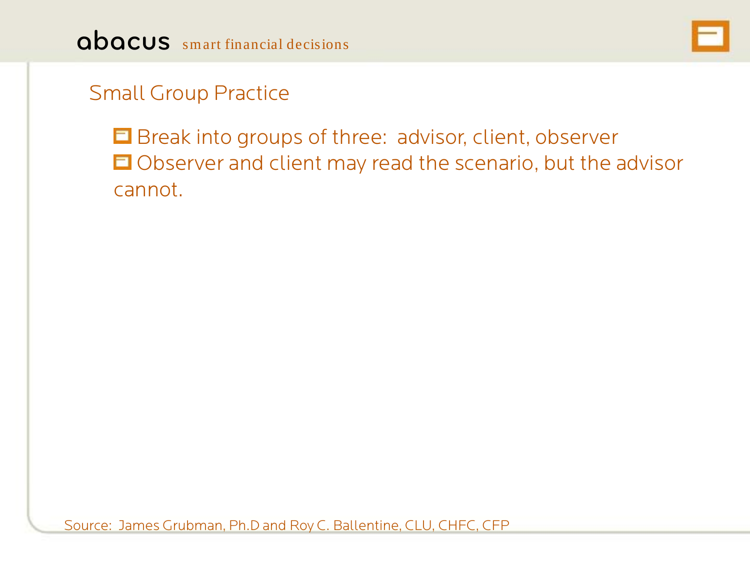## Small Group Practice

- Break into groups of three: advisor, client, observer
- Observer and client may read the scenario, but the advisor cannot.

Source: James Grubman, Ph.D and Roy C. Ballentine, CLU, CHFC, CFP